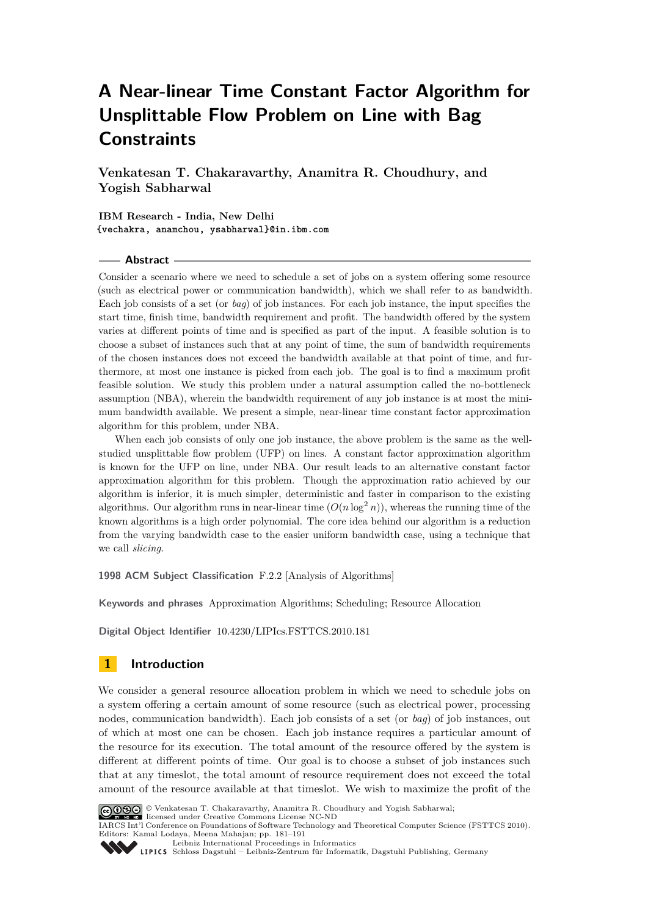# A Near-linear Time Constant Factor Algorithm for Unsplittable Flow Problem on Line with Bag Constraints

**Venkatesan T. Chakaravarthy, Anamitra R. Choudhury, and Yogish Sabharwal**

**IBM Research - India, New Delhi**
{vechakra, anamchou, ysabharwal}@in.ibm.com

## Abstract

Consider a scenario where we need to schedule a set of jobs on a system offering some resource (such as electrical power or communication bandwidth), which we shall refer to as bandwidth. Each job consists of a set (or *bag*) of job instances. For each job instance, the input specifies the start time, finish time, bandwidth requirement and profit. The bandwidth offered by the system varies at different points of time and is specified as part of the input. A feasible solution is to choose a subset of instances such that at any point of time, the sum of bandwidth requirements of the chosen instances does not exceed the bandwidth available at that point of time, and furthermore, at most one instance is picked from each job. The goal is to find a maximum profit feasible solution. We study this problem under a natural assumption called the no-bottleneck assumption (NBA), wherein the bandwidth requirement of any job instance is at most the minimum bandwidth available. We present a simple, near-linear time constant factor approximation algorithm for this problem, under NBA.

When each job consists of only one job instance, the above problem is the same as the well-studied unsplittable flow problem (UFP) on lines. A constant factor approximation algorithm is known for the UFP on line, under NBA. Our result leads to an alternative constant factor approximation algorithm for this problem. Though the approximation ratio achieved by our algorithm is inferior, it is much simpler, deterministic and faster in comparison to the existing algorithms. Our algorithm runs in near-linear time ($O(n \log^2 n)$), whereas the running time of the known algorithms is a high order polynomial. The core idea behind our algorithm is a reduction from the varying bandwidth case to the easier uniform bandwidth case, using a technique that we call *slicing*.

**1998 ACM Subject Classification** F.2.2 [Analysis of Algorithms]

**Keywords and phrases** Approximation Algorithms; Scheduling; Resource Allocation

**Digital Object Identifier** 10.4230/LIPIcs.FSTTCS.2010.181

## 1 Introduction

We consider a general resource allocation problem in which we need to schedule jobs on a system offering a certain amount of some resource (such as electrical power, processing nodes, communication bandwidth). Each job consists of a set (or *bag*) of job instances, out of which at most one can be chosen. Each job instance requires a particular amount of the resource for its execution. The total amount of the resource offered by the system is different at different points of time. Our goal is to choose a subset of job instances such that at any timeslot, the total amount of resource requirement does not exceed the total amount of the resource available at that timeslot. We wish to maximize the profit of the

© Venkatesan T. Chakaravarthy, Anamitra R. Choudhury and Yogish Sabharwal; licensed under Creative Commons License NC-ND
IARCS Int'l Conference on Foundations of Software Technology and Theoretical Computer Science (FSTTCS 2010).
Editors: Kamal Lodaya, Meena Mahajan; pp. 181–191
Leibniz International Proceedings in Informatics
Schloss Dagstuhl – Leibniz-Zentrum für Informatik, Dagstuhl Publishing, Germany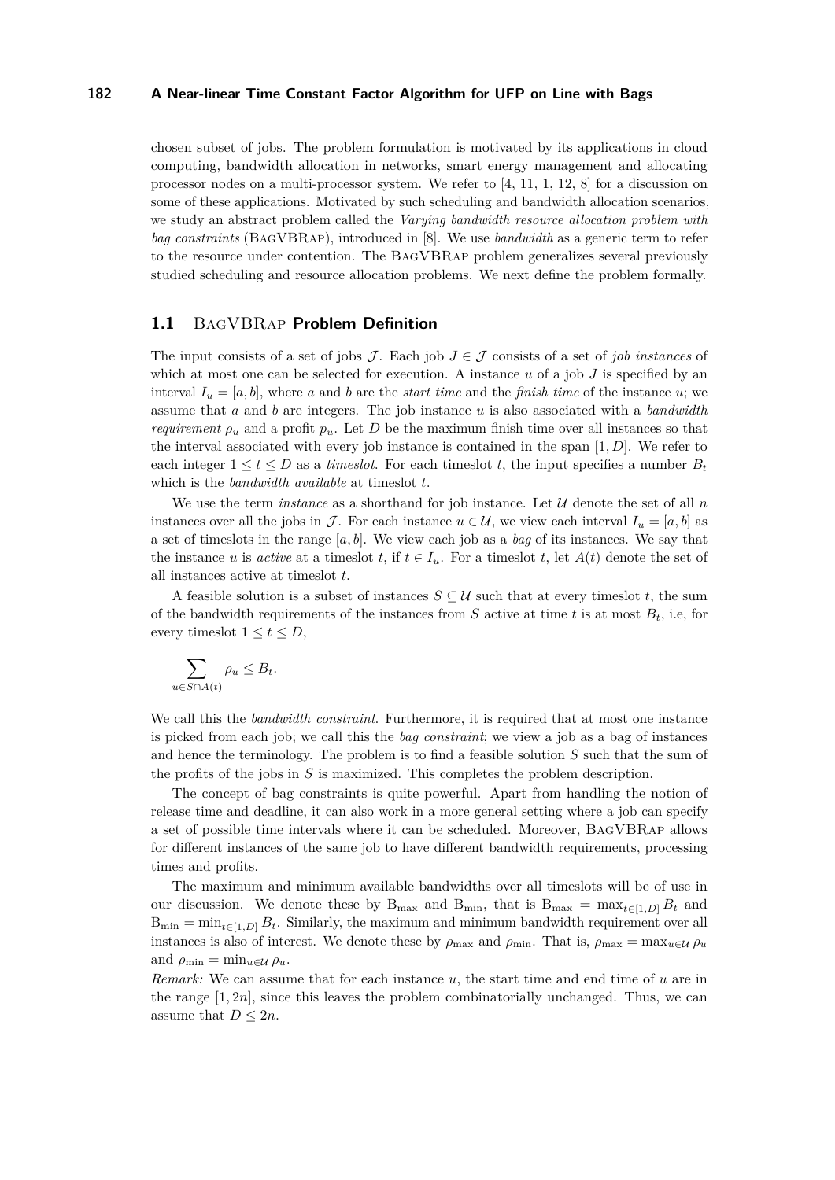chosen subset of jobs. The problem formulation is motivated by its applications in cloud computing, bandwidth allocation in networks, smart energy management and allocating processor nodes on a multi-processor system. We refer to [4, 11, 1, 12, 8] for a discussion on some of these applications. Motivated by such scheduling and bandwidth allocation scenarios, we study an abstract problem called the *Varying bandwidth resource allocation problem with bag constraints* (BagVBRap), introduced in [8]. We use *bandwidth* as a generic term to refer to the resource under contention. The BagVBRap problem generalizes several previously studied scheduling and resource allocation problems. We next define the problem formally.

## 1.1 BagVBRap Problem Definition

The input consists of a set of jobs $\mathcal{J}$. Each job $J \in \mathcal{J}$ consists of a set of *job instances* of which at most one can be selected for execution. A instance $u$ of a job $J$ is specified by an interval $I_u = [a, b]$, where $a$ and $b$ are the *start time* and the *finish time* of the instance $u$; we assume that $a$ and $b$ are integers. The job instance $u$ is also associated with a *bandwidth requirement* $\rho_u$ and a profit $p_u$. Let $D$ be the maximum finish time over all instances so that the interval associated with every job instance is contained in the span $[1, D]$. We refer to each integer $1 \le t \le D$ as a *timeslot*. For each timeslot $t$, the input specifies a number $B_t$ which is the *bandwidth available* at timeslot $t$.

We use the term *instance* as a shorthand for job instance. Let $\mathcal{U}$ denote the set of all $n$ instances over all the jobs in $\mathcal{J}$. For each instance $u \in \mathcal{U}$, we view each interval $I_u = [a, b]$ as a set of timeslots in the range $[a, b]$. We view each job as a *bag* of its instances. We say that the instance $u$ is *active* at a timeslot $t$, if $t \in I_u$. For a timeslot $t$, let $A(t)$ denote the set of all instances active at timeslot $t$.

A feasible solution is a subset of instances $S \subseteq \mathcal{U}$ such that at every timeslot $t$, the sum of the bandwidth requirements of the instances from $S$ active at time $t$ is at most $B_t$, i.e, for every timeslot $1 \le t \le D$,

$$\sum_{u \in S \cap A(t)} \rho_u \le B_t.$$

We call this the *bandwidth constraint*. Furthermore, it is required that at most one instance is picked from each job; we call this the *bag constraint*; we view a job as a bag of instances and hence the terminology. The problem is to find a feasible solution $S$ such that the sum of the profits of the jobs in $S$ is maximized. This completes the problem description.

The concept of bag constraints is quite powerful. Apart from handling the notion of release time and deadline, it can also work in a more general setting where a job can specify a set of possible time intervals where it can be scheduled. Moreover, BagVBRap allows for different instances of the same job to have different bandwidth requirements, processing times and profits.

The maximum and minimum available bandwidths over all timeslots will be of use in our discussion. We denote these by $\mathrm{B}_{\max}$ and $\mathrm{B}_{\min}$, that is $\mathrm{B}_{\max} = \max_{t \in [1,D]} B_t$ and $\mathrm{B}_{\min} = \min_{t \in [1,D]} B_t$. Similarly, the maximum and minimum bandwidth requirement over all instances is also of interest. We denote these by $\rho_{\max}$ and $\rho_{\min}$. That is, $\rho_{\max} = \max_{u \in \mathcal{U}} \rho_u$ and $\rho_{\min} = \min_{u \in \mathcal{U}} \rho_u$.

*Remark:* We can assume that for each instance $u$, the start time and end time of $u$ are in the range $[1, 2n]$, since this leaves the problem combinatorially unchanged. Thus, we can assume that $D \le 2n$.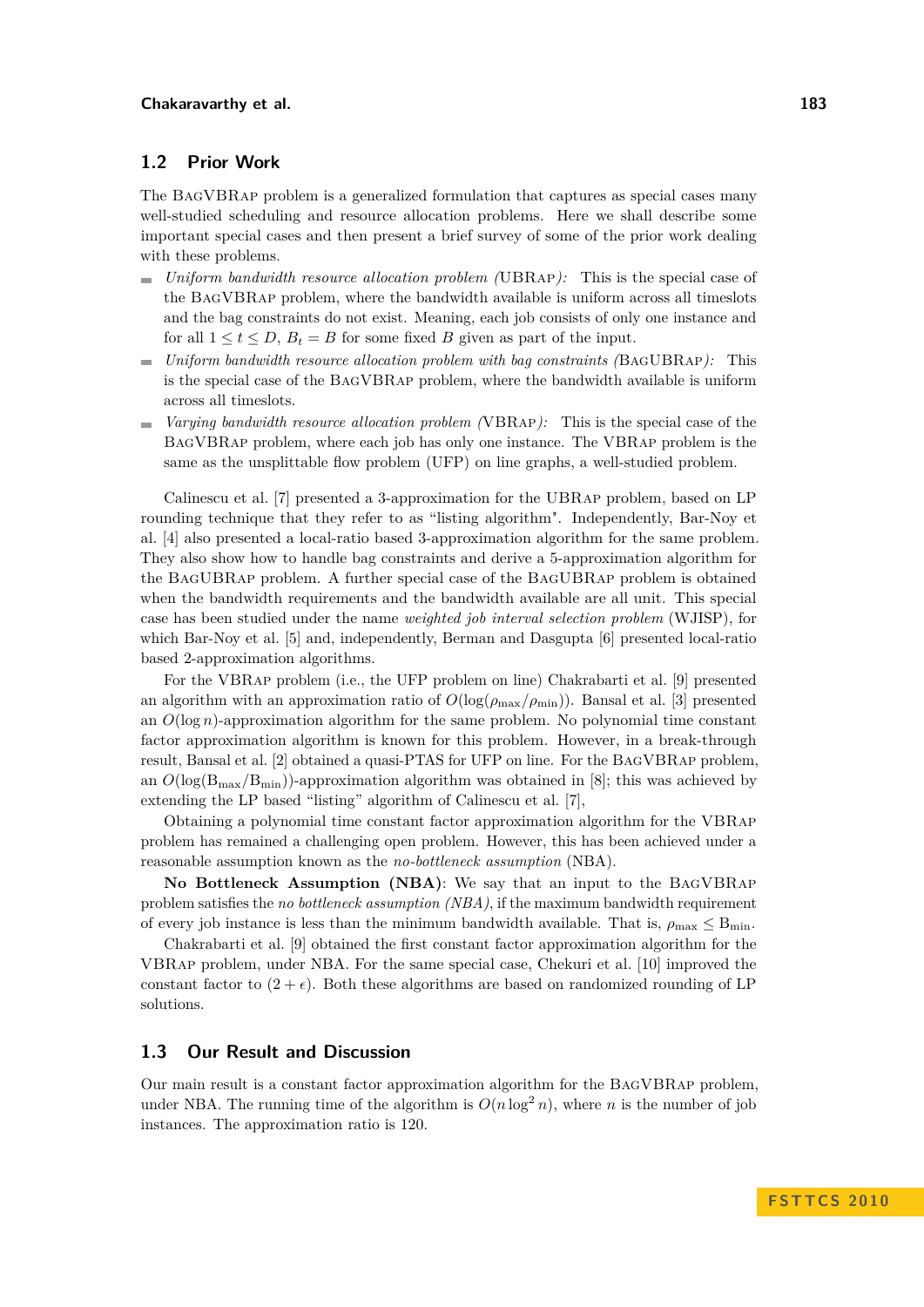## 1.2 Prior Work

The BagVBRap problem is a generalized formulation that captures as special cases many well-studied scheduling and resource allocation problems. Here we shall describe some important special cases and then present a brief survey of some of the prior work dealing with these problems.

- *Uniform bandwidth resource allocation problem (*UBRap*):* This is the special case of the BagVBRap problem, where the bandwidth available is uniform across all timeslots and the bag constraints do not exist. Meaning, each job consists of only one instance and for all $1 \leq t \leq D$, $B_t = B$ for some fixed $B$ given as part of the input.
- *Uniform bandwidth resource allocation problem with bag constraints (*BagUBRap*):* This is the special case of the BagVBRap problem, where the bandwidth available is uniform across all timeslots.
- *Varying bandwidth resource allocation problem (*VBRap*):* This is the special case of the BagVBRap problem, where each job has only one instance. The VBRap problem is the same as the unsplittable flow problem (UFP) on line graphs, a well-studied problem.

Calinescu et al. [7] presented a 3-approximation for the UBRap problem, based on LP rounding technique that they refer to as "listing algorithm". Independently, Bar-Noy et al. [4] also presented a local-ratio based 3-approximation algorithm for the same problem. They also show how to handle bag constraints and derive a 5-approximation algorithm for the BagUBRap problem. A further special case of the BagUBRap problem is obtained when the bandwidth requirements and the bandwidth available are all unit. This special case has been studied under the name *weighted job interval selection problem* (WJISP), for which Bar-Noy et al. [5] and, independently, Berman and Dasgupta [6] presented local-ratio based 2-approximation algorithms.

For the VBRap problem (i.e., the UFP problem on line) Chakrabarti et al. [9] presented an algorithm with an approximation ratio of $O(\log(\rho_{\max}/\rho_{\min}))$. Bansal et al. [3] presented an $O(\log n)$-approximation algorithm for the same problem. No polynomial time constant factor approximation algorithm is known for this problem. However, in a break-through result, Bansal et al. [2] obtained a quasi-PTAS for UFP on line. For the BagVBRap problem, an $O(\log(\mathrm{B}_{\max}/\mathrm{B}_{\min}))$-approximation algorithm was obtained in [8]; this was achieved by extending the LP based "listing" algorithm of Calinescu et al. [7],

Obtaining a polynomial time constant factor approximation algorithm for the VBRap problem has remained a challenging open problem. However, this has been achieved under a reasonable assumption known as the *no-bottleneck assumption* (NBA).

**No Bottleneck Assumption (NBA)**: We say that an input to the BagVBRap problem satisfies the *no bottleneck assumption (NBA)*, if the maximum bandwidth requirement of every job instance is less than the minimum bandwidth available. That is, $\rho_{\max} \leq \mathrm{B}_{\min}$.

Chakrabarti et al. [9] obtained the first constant factor approximation algorithm for the VBRap problem, under NBA. For the same special case, Chekuri et al. [10] improved the constant factor to $(2 + \epsilon)$. Both these algorithms are based on randomized rounding of LP solutions.

## 1.3 Our Result and Discussion

Our main result is a constant factor approximation algorithm for the BagVBRap problem, under NBA. The running time of the algorithm is $O(n \log^2 n)$, where $n$ is the number of job instances. The approximation ratio is 120.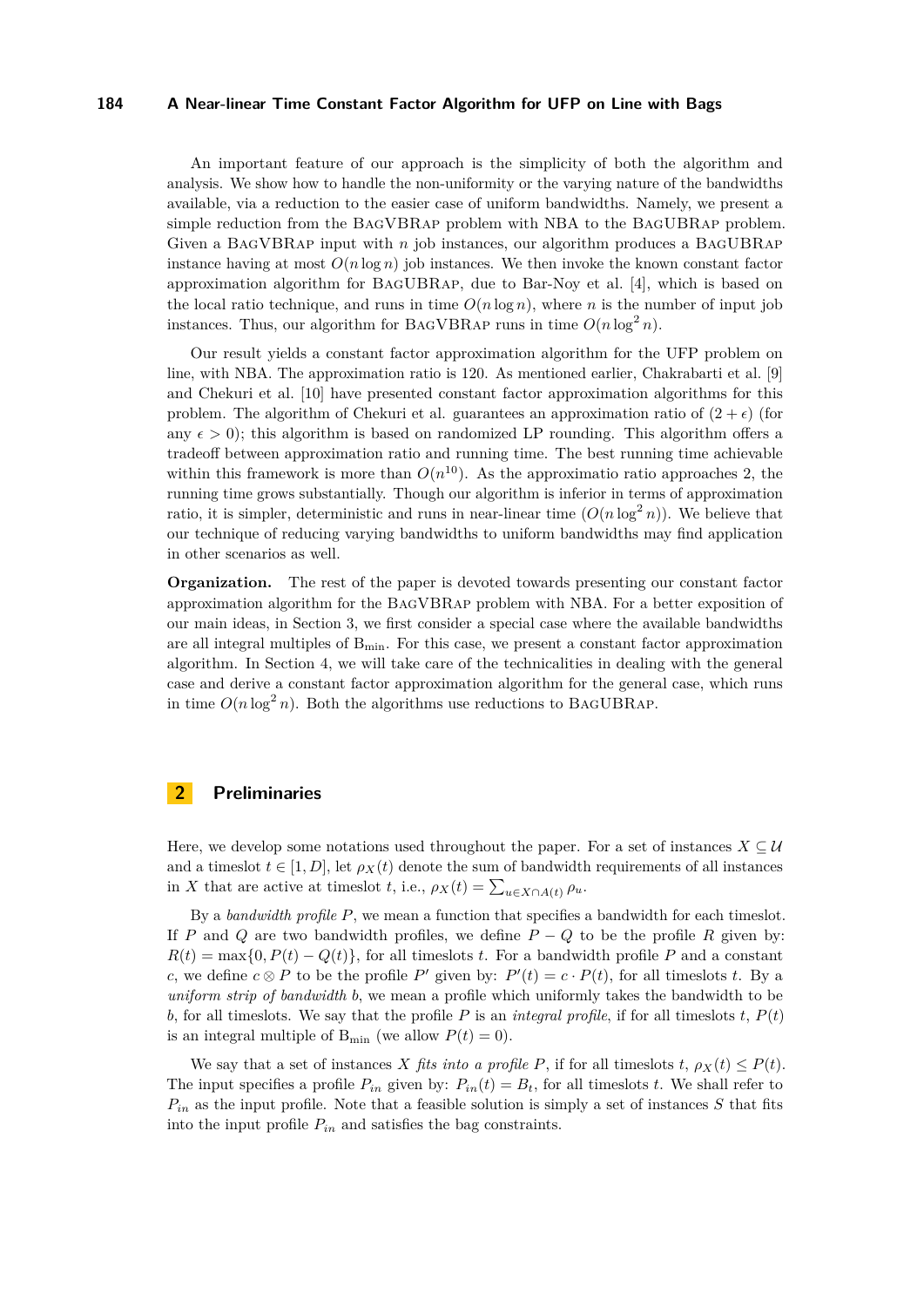An important feature of our approach is the simplicity of both the algorithm and analysis. We show how to handle the non-uniformity or the varying nature of the bandwidths available, via a reduction to the easier case of uniform bandwidths. Namely, we present a simple reduction from the BagVBRap problem with NBA to the BagUBRap problem. Given a BagVBRap input with $n$ job instances, our algorithm produces a BagUBRap instance having at most $O(n \log n)$ job instances. We then invoke the known constant factor approximation algorithm for BagUBRap, due to Bar-Noy et al. [4], which is based on the local ratio technique, and runs in time $O(n \log n)$, where $n$ is the number of input job instances. Thus, our algorithm for BagVBRap runs in time $O(n \log^2 n)$.

Our result yields a constant factor approximation algorithm for the UFP problem on line, with NBA. The approximation ratio is 120. As mentioned earlier, Chakrabarti et al. [9] and Chekuri et al. [10] have presented constant factor approximation algorithms for this problem. The algorithm of Chekuri et al. guarantees an approximation ratio of $(2 + \epsilon)$ (for any $\epsilon > 0$); this algorithm is based on randomized LP rounding. This algorithm offers a tradeoff between approximation ratio and running time. The best running time achievable within this framework is more than $O(n^{10})$. As the approximatio ratio approaches 2, the running time grows substantially. Though our algorithm is inferior in terms of approximation ratio, it is simpler, deterministic and runs in near-linear time ($O(n \log^2 n)$). We believe that our technique of reducing varying bandwidths to uniform bandwidths may find application in other scenarios as well.

**Organization.** The rest of the paper is devoted towards presenting our constant factor approximation algorithm for the BagVBRap problem with NBA. For a better exposition of our main ideas, in Section 3, we first consider a special case where the available bandwidths are all integral multiples of $\mathrm{B}_{\min}$. For this case, we present a constant factor approximation algorithm. In Section 4, we will take care of the technicalities in dealing with the general case and derive a constant factor approximation algorithm for the general case, which runs in time $O(n \log^2 n)$. Both the algorithms use reductions to BagUBRap.

## 2 Preliminaries

Here, we develop some notations used throughout the paper. For a set of instances $X \subseteq \mathcal{U}$ and a timeslot $t \in [1, D]$, let $\rho_X(t)$ denote the sum of bandwidth requirements of all instances in $X$ that are active at timeslot $t$, i.e., $\rho_X(t) = \sum_{u \in X \cap A(t)} \rho_u$.

By a *bandwidth profile* $P$, we mean a function that specifies a bandwidth for each timeslot. If $P$ and $Q$ are two bandwidth profiles, we define $P - Q$ to be the profile $R$ given by: $R(t) = \max\{0, P(t) - Q(t)\}$, for all timeslots $t$. For a bandwidth profile $P$ and a constant $c$, we define $c \otimes P$ to be the profile $P'$ given by: $P'(t) = c \cdot P(t)$, for all timeslots $t$. By a *uniform strip of bandwidth* $b$, we mean a profile which uniformly takes the bandwidth to be $b$, for all timeslots. We say that the profile $P$ is an *integral profile*, if for all timeslots $t$, $P(t)$ is an integral multiple of $\mathrm{B}_{\min}$ (we allow $P(t) = 0$).

We say that a set of instances $X$ *fits into a profile* $P$, if for all timeslots $t$, $\rho_X(t) \le P(t)$. The input specifies a profile $P_{in}$ given by: $P_{in}(t) = B_t$, for all timeslots $t$. We shall refer to $P_{in}$ as the input profile. Note that a feasible solution is simply a set of instances $S$ that fits into the input profile $P_{in}$ and satisfies the bag constraints.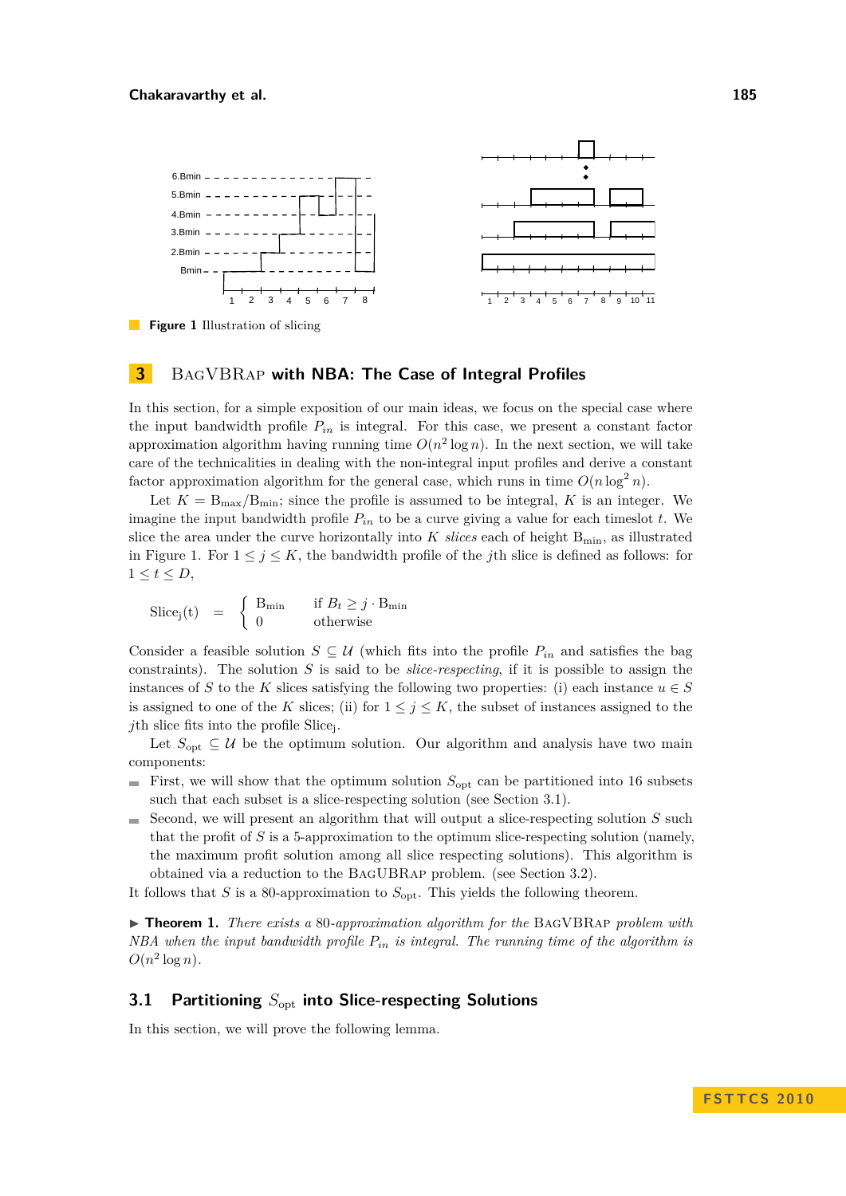**Figure 1** Illustration of slicing

## 3 BagVBRap with NBA: The Case of Integral Profiles

In this section, for a simple exposition of our main ideas, we focus on the special case where the input bandwidth profile $P_{in}$ is integral. For this case, we present a constant factor approximation algorithm having running time $O(n^2 \log n)$. In the next section, we will take care of the technicalities in dealing with the non-integral input profiles and derive a constant factor approximation algorithm for the general case, which runs in time $O(n \log^2 n)$.

Let $K = \mathrm{B_{max}}/\mathrm{B_{min}}$; since the profile is assumed to be integral, $K$ is an integer. We imagine the input bandwidth profile $P_{in}$ to be a curve giving a value for each timeslot $t$. We slice the area under the curve horizontally into $K$ *slices* each of height $\mathrm{B_{min}}$, as illustrated in Figure 1. For $1 \le j \le K$, the bandwidth profile of the $j$th slice is defined as follows: for $1 \le t \le D$,

$$\mathrm{Slice_j(t)} \quad = \quad \begin{cases} \mathrm{B_{min}} & \text{if } B_t \ge j \cdot \mathrm{B_{min}} \\ 0 & \text{otherwise} \end{cases}$$

Consider a feasible solution $S \subseteq \mathcal{U}$ (which fits into the profile $P_{in}$ and satisfies the bag constraints). The solution $S$ is said to be *slice-respecting*, if it is possible to assign the instances of $S$ to the $K$ slices satisfying the following two properties: (i) each instance $u \in S$ is assigned to one of the $K$ slices; (ii) for $1 \le j \le K$, the subset of instances assigned to the $j$th slice fits into the profile $\mathrm{Slice_j}$.

Let $S_{\mathrm{opt}} \subseteq \mathcal{U}$ be the optimum solution. Our algorithm and analysis have two main components:

- First, we will show that the optimum solution $S_{\mathrm{opt}}$ can be partitioned into 16 subsets such that each subset is a slice-respecting solution (see Section 3.1).
- Second, we will present an algorithm that will output a slice-respecting solution $S$ such that the profit of $S$ is a 5-approximation to the optimum slice-respecting solution (namely, the maximum profit solution among all slice respecting solutions). This algorithm is obtained via a reduction to the BagUBRap problem. (see Section 3.2).

It follows that $S$ is a 80-approximation to $S_{\mathrm{opt}}$. This yields the following theorem.

▶ **Theorem 1.** *There exists a 80-approximation algorithm for the* BagVBRap *problem with NBA when the input bandwidth profile $P_{in}$ is integral. The running time of the algorithm is $O(n^2 \log n)$.*

### 3.1 Partitioning $S_{\mathrm{opt}}$ into Slice-respecting Solutions

In this section, we will prove the following lemma.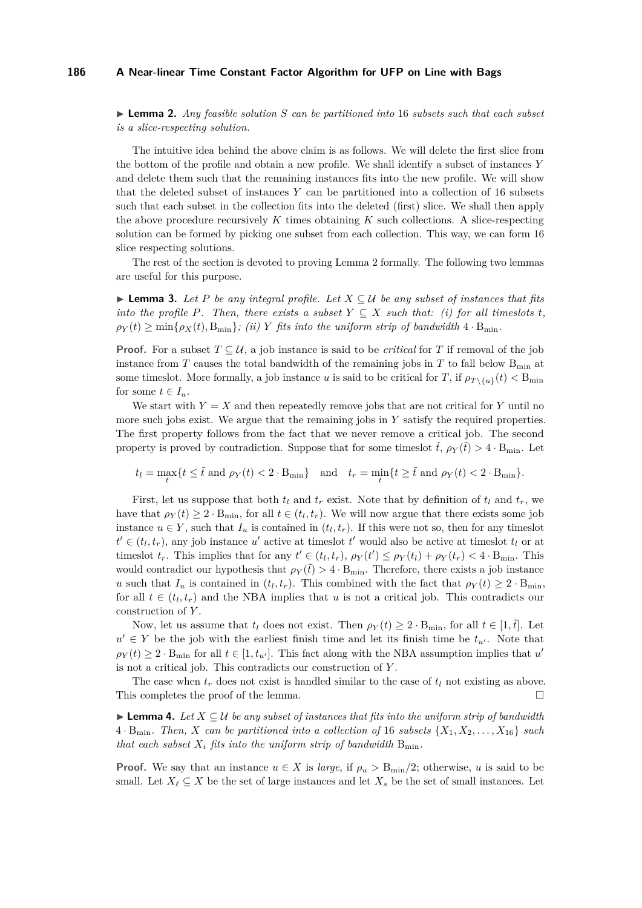▶ **Lemma 2.** *Any feasible solution $S$ can be partitioned into 16 subsets such that each subset is a slice-respecting solution.*

The intuitive idea behind the above claim is as follows. We will delete the first slice from the bottom of the profile and obtain a new profile. We shall identify a subset of instances $Y$ and delete them such that the remaining instances fits into the new profile. We will show that the deleted subset of instances $Y$ can be partitioned into a collection of 16 subsets such that each subset in the collection fits into the deleted (first) slice. We shall then apply the above procedure recursively $K$ times obtaining $K$ such collections. A slice-respecting solution can be formed by picking one subset from each collection. This way, we can form 16 slice respecting solutions.

The rest of the section is devoted to proving Lemma 2 formally. The following two lemmas are useful for this purpose.

▶ **Lemma 3.** *Let $P$ be any integral profile. Let $X \subseteq \mathcal{U}$ be any subset of instances that fits into the profile $P$. Then, there exists a subset $Y \subseteq X$ such that: (i) for all timeslots $t$, $\rho_Y(t) \geq \min\{\rho_X(t), \mathrm{B}_{\min}\}$; (ii) $Y$ fits into the uniform strip of bandwidth $4 \cdot \mathrm{B}_{\min}$.*

**Proof.** For a subset $T \subseteq \mathcal{U}$, a job instance is said to be *critical* for $T$ if removal of the job instance from $T$ causes the total bandwidth of the remaining jobs in $T$ to fall below $\mathrm{B}_{\min}$ at some timeslot. More formally, a job instance $u$ is said to be critical for $T$, if $\rho_{T \setminus \{u\}}(t) < \mathrm{B}_{\min}$ for some $t \in I_u$.

We start with $Y = X$ and then repeatedly remove jobs that are not critical for $Y$ until no more such jobs exist. We argue that the remaining jobs in $Y$ satisfy the required properties. The first property follows from the fact that we never remove a critical job. The second property is proved by contradiction. Suppose that for some timeslot $\tilde{t}$, $\rho_Y(\tilde{t}) > 4 \cdot \mathrm{B}_{\min}$. Let

$$t_l = \max_t \{t \leq \tilde{t} \text{ and } \rho_Y(t) < 2 \cdot \mathrm{B}_{\min}\} \quad \text{and} \quad t_r = \min_t \{t \geq \tilde{t} \text{ and } \rho_Y(t) < 2 \cdot \mathrm{B}_{\min}\}.$$

First, let us suppose that both $t_l$ and $t_r$ exist. Note that by definition of $t_l$ and $t_r$, we have that $\rho_Y(t) \geq 2 \cdot \mathrm{B}_{\min}$, for all $t \in (t_l, t_r)$. We will now argue that there exists some job instance $u \in Y$, such that $I_u$ is contained in $(t_l, t_r)$. If this were not so, then for any timeslot $t' \in (t_l, t_r)$, any job instance $u'$ active at timeslot $t'$ would also be active at timeslot $t_l$ or at timeslot $t_r$. This implies that for any $t' \in (t_l, t_r)$, $\rho_Y(t') \leq \rho_Y(t_l) + \rho_Y(t_r) < 4 \cdot \mathrm{B}_{\min}$. This would contradict our hypothesis that $\rho_Y(\tilde{t}) > 4 \cdot \mathrm{B}_{\min}$. Therefore, there exists a job instance $u$ such that $I_u$ is contained in $(t_l, t_r)$. This combined with the fact that $\rho_Y(t) \geq 2 \cdot \mathrm{B}_{\min}$, for all $t \in (t_l, t_r)$ and the NBA implies that $u$ is not a critical job. This contradicts our construction of $Y$.

Now, let us assume that $t_l$ does not exist. Then $\rho_Y(t) \geq 2 \cdot \mathrm{B}_{\min}$, for all $t \in [1, \tilde{t}]$. Let $u' \in Y$ be the job with the earliest finish time and let its finish time be $t_{u'}$. Note that $\rho_Y(t) \geq 2 \cdot \mathrm{B}_{\min}$ for all $t \in [1, t_{u'}]$. This fact along with the NBA assumption implies that $u'$ is not a critical job. This contradicts our construction of $Y$.

The case when $t_r$ does not exist is handled similar to the case of $t_l$ not existing as above. This completes the proof of the lemma. ◻

▶ **Lemma 4.** *Let $X \subseteq \mathcal{U}$ be any subset of instances that fits into the uniform strip of bandwidth $4 \cdot \mathrm{B}_{\min}$. Then, $X$ can be partitioned into a collection of 16 subsets $\{X_1, X_2, \ldots, X_{16}\}$ such that each subset $X_i$ fits into the uniform strip of bandwidth $\mathrm{B}_{\min}$.*

**Proof.** We say that an instance $u \in X$ is *large*, if $\rho_u > \mathrm{B}_{\min}/2$; otherwise, $u$ is said to be small. Let $X_\ell \subseteq X$ be the set of large instances and let $X_s$ be the set of small instances. Let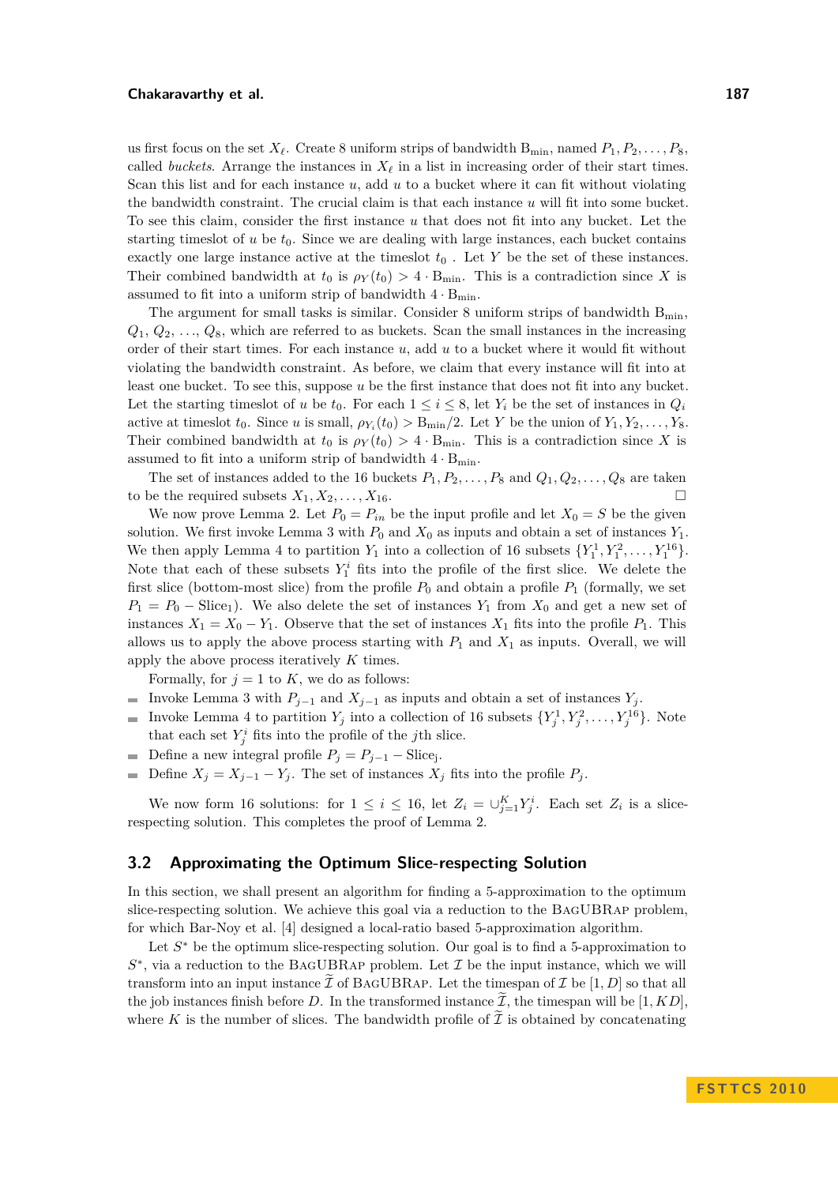us first focus on the set $X_\ell$. Create 8 uniform strips of bandwidth $\mathrm{B}_{\min}$, named $P_1, P_2, \ldots, P_8$, called *buckets*. Arrange the instances in $X_\ell$ in a list in increasing order of their start times. Scan this list and for each instance $u$, add $u$ to a bucket where it can fit without violating the bandwidth constraint. The crucial claim is that each instance $u$ will fit into some bucket. To see this claim, consider the first instance $u$ that does not fit into any bucket. Let the starting timeslot of $u$ be $t_0$. Since we are dealing with large instances, each bucket contains exactly one large instance active at the timeslot $t_0$ . Let $Y$ be the set of these instances. Their combined bandwidth at $t_0$ is $\rho_Y(t_0) > 4 \cdot \mathrm{B}_{\min}$. This is a contradiction since $X$ is assumed to fit into a uniform strip of bandwidth $4 \cdot \mathrm{B}_{\min}$.

The argument for small tasks is similar. Consider 8 uniform strips of bandwidth $\mathrm{B}_{\min}$, $Q_1, Q_2, \ldots, Q_8$, which are referred to as buckets. Scan the small instances in the increasing order of their start times. For each instance $u$, add $u$ to a bucket where it would fit without violating the bandwidth constraint. As before, we claim that every instance will fit into at least one bucket. To see this, suppose $u$ be the first instance that does not fit into any bucket. Let the starting timeslot of $u$ be $t_0$. For each $1 \le i \le 8$, let $Y_i$ be the set of instances in $Q_i$ active at timeslot $t_0$. Since $u$ is small, $\rho_{Y_i}(t_0) > \mathrm{B}_{\min}/2$. Let $Y$ be the union of $Y_1, Y_2, \ldots, Y_8$. Their combined bandwidth at $t_0$ is $\rho_Y(t_0) > 4 \cdot \mathrm{B}_{\min}$. This is a contradiction since $X$ is assumed to fit into a uniform strip of bandwidth $4 \cdot \mathrm{B}_{\min}$.

The set of instances added to the 16 buckets $P_1, P_2, \ldots, P_8$ and $Q_1, Q_2, \ldots, Q_8$ are taken to be the required subsets $X_1, X_2, \ldots, X_{16}$. ☐

We now prove Lemma 2. Let $P_0 = P_{in}$ be the input profile and let $X_0 = S$ be the given solution. We first invoke Lemma 3 with $P_0$ and $X_0$ as inputs and obtain a set of instances $Y_1$. We then apply Lemma 4 to partition $Y_1$ into a collection of 16 subsets $\{Y_1^1, Y_1^2, \ldots, Y_1^{16}\}$. Note that each of these subsets $Y_1^i$ fits into the profile of the first slice. We delete the first slice (bottom-most slice) from the profile $P_0$ and obtain a profile $P_1$ (formally, we set $P_1 = P_0 - \mathrm{Slice}_1$). We also delete the set of instances $Y_1$ from $X_0$ and get a new set of instances $X_1 = X_0 - Y_1$. Observe that the set of instances $X_1$ fits into the profile $P_1$. This allows us to apply the above process starting with $P_1$ and $X_1$ as inputs. Overall, we will apply the above process iteratively $K$ times.

Formally, for $j = 1$ to $K$, we do as follows:

- Invoke Lemma 3 with $P_{j-1}$ and $X_{j-1}$ as inputs and obtain a set of instances $Y_j$.
- Invoke Lemma 4 to partition $Y_j$ into a collection of 16 subsets $\{Y_j^1, Y_j^2, \ldots, Y_j^{16}\}$. Note that each set $Y_j^i$ fits into the profile of the $j$th slice.
- Define a new integral profile $P_j = P_{j-1} - \mathrm{Slice_j}$.
- Define $X_j = X_{j-1} - Y_j$. The set of instances $X_j$ fits into the profile $P_j$.

We now form 16 solutions: for $1 \le i \le 16$, let $Z_i = \cup_{j=1}^{K} Y_j^i$. Each set $Z_i$ is a slice-respecting solution. This completes the proof of Lemma 2.

## 3.2 Approximating the Optimum Slice-respecting Solution

In this section, we shall present an algorithm for finding a 5-approximation to the optimum slice-respecting solution. We achieve this goal via a reduction to the BagUBRap problem, for which Bar-Noy et al. [4] designed a local-ratio based 5-approximation algorithm.

Let $S^*$ be the optimum slice-respecting solution. Our goal is to find a 5-approximation to $S^*$, via a reduction to the BagUBRap problem. Let $\mathcal{I}$ be the input instance, which we will transform into an input instance $\widetilde{\mathcal{I}}$ of BagUBRap. Let the timespan of $\mathcal{I}$ be $[1, D]$ so that all the job instances finish before $D$. In the transformed instance $\widetilde{\mathcal{I}}$, the timespan will be $[1, KD]$, where $K$ is the number of slices. The bandwidth profile of $\widetilde{\mathcal{I}}$ is obtained by concatenating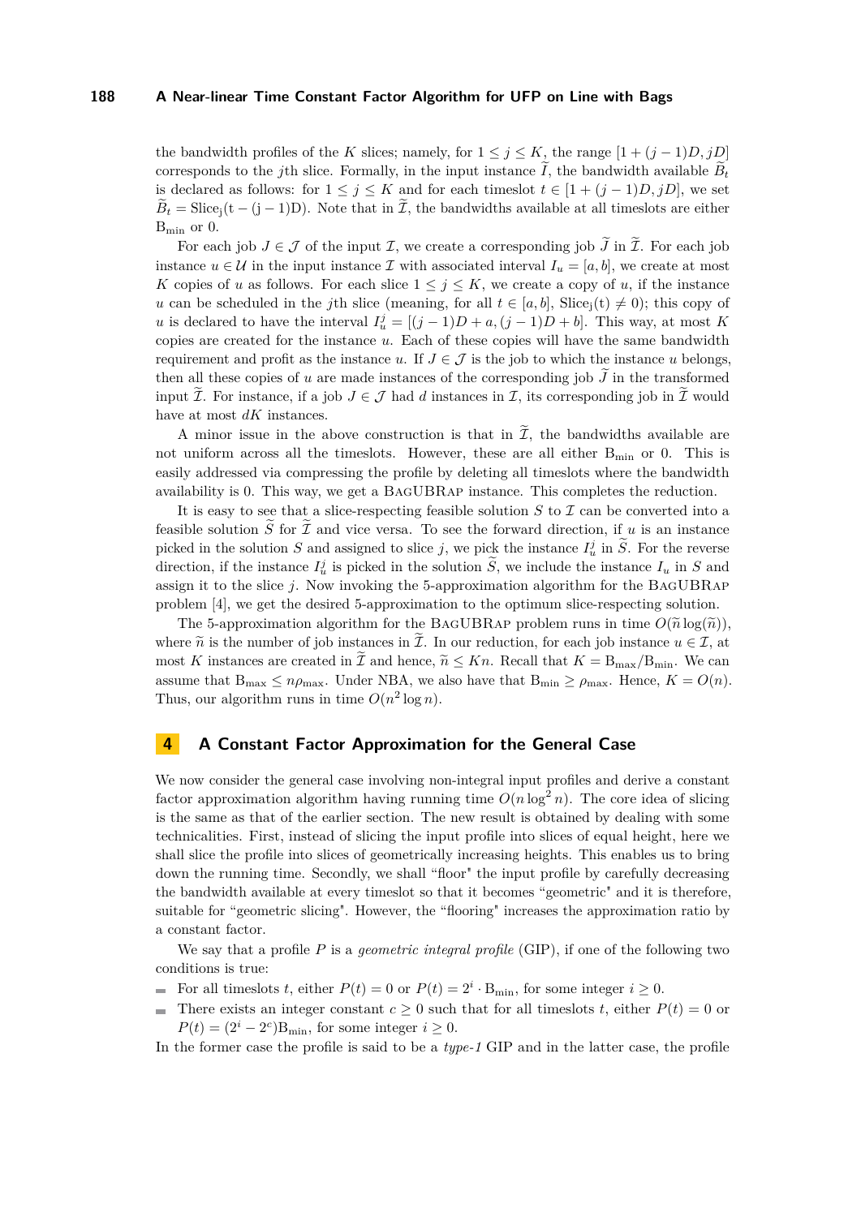the bandwidth profiles of the $K$ slices; namely, for $1 \leq j \leq K$, the range $[1+(j-1)D, jD]$ corresponds to the $j$th slice. Formally, in the input instance $\widetilde{I}$, the bandwidth available $\widetilde{B}_t$ is declared as follows: for $1 \leq j \leq K$ and for each timeslot $t \in [1+(j-1)D, jD]$, we set $\widetilde{B}_t = \mathrm{Slice_j(t-(j-1)D)}$. Note that in $\widetilde{\mathcal{I}}$, the bandwidths available at all timeslots are either $\mathrm{B_{min}}$ or 0.

For each job $J \in \mathcal{J}$ of the input $\mathcal{I}$, we create a corresponding job $\widetilde{J}$ in $\widetilde{\mathcal{I}}$. For each job instance $u \in \mathcal{U}$ in the input instance $\mathcal{I}$ with associated interval $I_u = [a,b]$, we create at most $K$ copies of $u$ as follows. For each slice $1 \leq j \leq K$, we create a copy of $u$, if the instance $u$ can be scheduled in the $j$th slice (meaning, for all $t \in [a,b]$, $\mathrm{Slice_j(t)} \neq 0$); this copy of $u$ is declared to have the interval $I_u^j = [(j-1)D+a, (j-1)D+b]$. This way, at most $K$ copies are created for the instance $u$. Each of these copies will have the same bandwidth requirement and profit as the instance $u$. If $J \in \mathcal{J}$ is the job to which the instance $u$ belongs, then all these copies of $u$ are made instances of the corresponding job $\widetilde{J}$ in the transformed input $\widetilde{\mathcal{I}}$. For instance, if a job $J \in \mathcal{J}$ had $d$ instances in $\mathcal{I}$, its corresponding job in $\widetilde{\mathcal{I}}$ would have at most $dK$ instances.

A minor issue in the above construction is that in $\widetilde{\mathcal{I}}$, the bandwidths available are not uniform across all the timeslots. However, these are all either $\mathrm{B_{min}}$ or 0. This is easily addressed via compressing the profile by deleting all timeslots where the bandwidth availability is 0. This way, we get a BagUBRap instance. This completes the reduction.

It is easy to see that a slice-respecting feasible solution $S$ to $\mathcal{I}$ can be converted into a feasible solution $\widetilde{S}$ for $\widetilde{\mathcal{I}}$ and vice versa. To see the forward direction, if $u$ is an instance picked in the solution $S$ and assigned to slice $j$, we pick the instance $I_u^j$ in $\widetilde{S}$. For the reverse direction, if the instance $I_u^j$ is picked in the solution $\widetilde{S}$, we include the instance $I_u$ in $S$ and assign it to the slice $j$. Now invoking the 5-approximation algorithm for the BagUBRap problem [4], we get the desired 5-approximation to the optimum slice-respecting solution.

The 5-approximation algorithm for the BagUBRap problem runs in time $O(\widetilde{n}\log(\widetilde{n}))$, where $\widetilde{n}$ is the number of job instances in $\widetilde{\mathcal{I}}$. In our reduction, for each job instance $u \in \mathcal{I}$, at most $K$ instances are created in $\widetilde{\mathcal{I}}$ and hence, $\widetilde{n} \leq Kn$. Recall that $K = \mathrm{B_{max}}/\mathrm{B_{min}}$. We can assume that $\mathrm{B_{max}} \leq n\rho_{\max}$. Under NBA, we also have that $\mathrm{B_{min}} \geq \rho_{\max}$. Hence, $K = O(n)$. Thus, our algorithm runs in time $O(n^2 \log n)$.

## 4 A Constant Factor Approximation for the General Case

We now consider the general case involving non-integral input profiles and derive a constant factor approximation algorithm having running time $O(n\log^2 n)$. The core idea of slicing is the same as that of the earlier section. The new result is obtained by dealing with some technicalities. First, instead of slicing the input profile into slices of equal height, here we shall slice the profile into slices of geometrically increasing heights. This enables us to bring down the running time. Secondly, we shall "floor" the input profile by carefully decreasing the bandwidth available at every timeslot so that it becomes "geometric" and it is therefore, suitable for "geometric slicing". However, the "flooring" increases the approximation ratio by a constant factor.

We say that a profile $P$ is a *geometric integral profile* (GIP), if one of the following two conditions is true:

- For all timeslots $t$, either $P(t) = 0$ or $P(t) = 2^i \cdot \mathrm{B_{min}}$, for some integer $i \geq 0$.
- There exists an integer constant $c \geq 0$ such that for all timeslots $t$, either $P(t) = 0$ or $P(t) = (2^i - 2^c)\mathrm{B_{min}}$, for some integer $i \geq 0$.

In the former case the profile is said to be a *type-1* GIP and in the latter case, the profile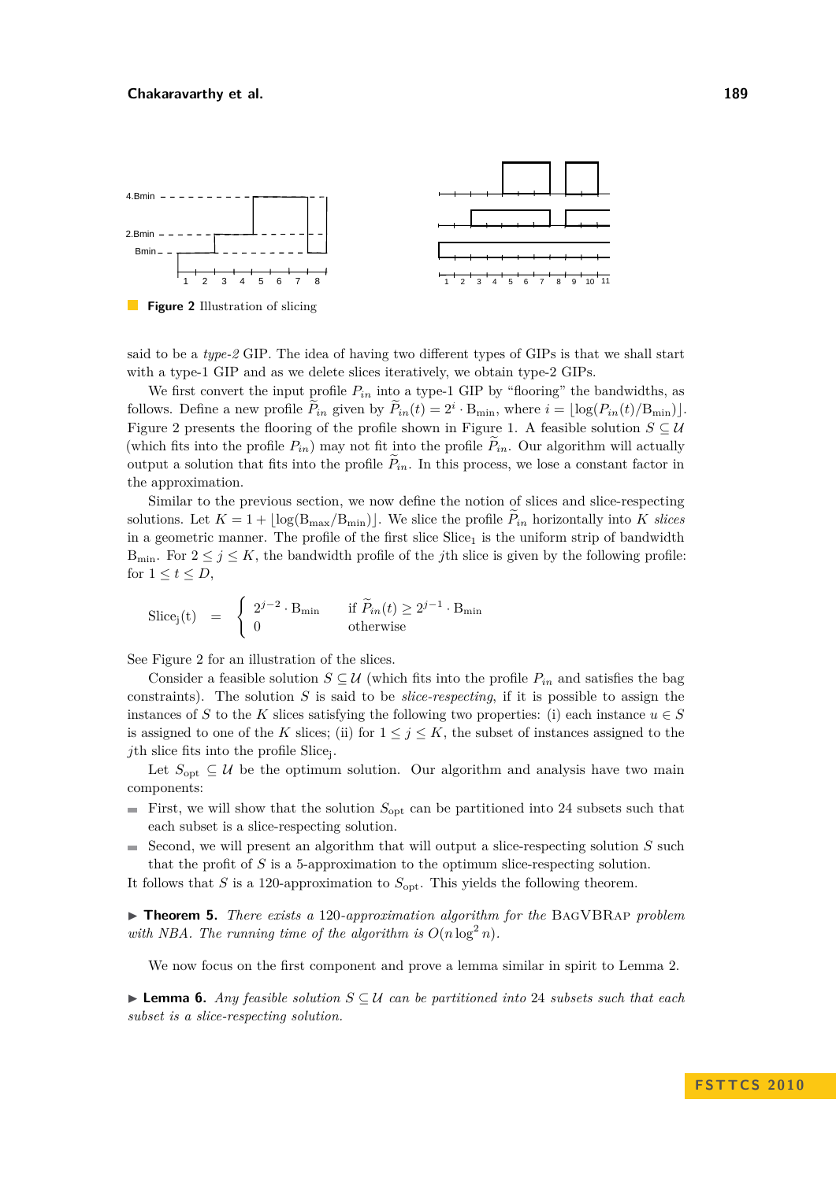**Figure 2** Illustration of slicing

said to be a *type-2* GIP. The idea of having two different types of GIPs is that we shall start with a type-1 GIP and as we delete slices iteratively, we obtain type-2 GIPs.

We first convert the input profile $P_{in}$ into a type-1 GIP by "flooring" the bandwidths, as follows. Define a new profile $\widetilde{P}_{in}$ given by $\widetilde{P}_{in}(t) = 2^i \cdot \mathrm{B_{min}}$, where $i = \lfloor \log(P_{in}(t)/\mathrm{B_{min}}) \rfloor$. Figure 2 presents the flooring of the profile shown in Figure 1. A feasible solution $S \subseteq \mathcal{U}$ (which fits into the profile $P_{in}$) may not fit into the profile $\widetilde{P}_{in}$. Our algorithm will actually output a solution that fits into the profile $\widetilde{P}_{in}$. In this process, we lose a constant factor in the approximation.

Similar to the previous section, we now define the notion of slices and slice-respecting solutions. Let $K = 1 + \lfloor \log(\mathrm{B_{max}}/\mathrm{B_{min}}) \rfloor$. We slice the profile $\widetilde{P}_{in}$ horizontally into $K$ *slices* in a geometric manner. The profile of the first slice $\mathrm{Slice_1}$ is the uniform strip of bandwidth $\mathrm{B_{min}}$. For $2 \leq j \leq K$, the bandwidth profile of the $j$th slice is given by the following profile: for $1 \leq t \leq D$,

$$\mathrm{Slice_j(t)} \quad = \quad \begin{cases} 2^{j-2} \cdot \mathrm{B_{min}} & \text{if } \widetilde{P}_{in}(t) \geq 2^{j-1} \cdot \mathrm{B_{min}} \\ 0 & \text{otherwise} \end{cases}$$

See Figure 2 for an illustration of the slices.

Consider a feasible solution $S \subseteq \mathcal{U}$ (which fits into the profile $P_{in}$ and satisfies the bag constraints). The solution $S$ is said to be *slice-respecting*, if it is possible to assign the instances of $S$ to the $K$ slices satisfying the following two properties: (i) each instance $u \in S$ is assigned to one of the $K$ slices; (ii) for $1 \leq j \leq K$, the subset of instances assigned to the $j$th slice fits into the profile $\mathrm{Slice_j}$.

Let $S_{\mathrm{opt}} \subseteq \mathcal{U}$ be the optimum solution. Our algorithm and analysis have two main components:

- First, we will show that the solution $S_{\mathrm{opt}}$ can be partitioned into 24 subsets such that each subset is a slice-respecting solution.
- Second, we will present an algorithm that will output a slice-respecting solution $S$ such that the profit of $S$ is a 5-approximation to the optimum slice-respecting solution.

It follows that $S$ is a 120-approximation to $S_{\mathrm{opt}}$. This yields the following theorem.

▶ **Theorem 5.** *There exists a 120-approximation algorithm for the* BagVBRap *problem with NBA. The running time of the algorithm is* $O(n \log^2 n)$.

We now focus on the first component and prove a lemma similar in spirit to Lemma 2.

▶ **Lemma 6.** *Any feasible solution* $S \subseteq \mathcal{U}$ *can be partitioned into* 24 *subsets such that each subset is a slice-respecting solution.*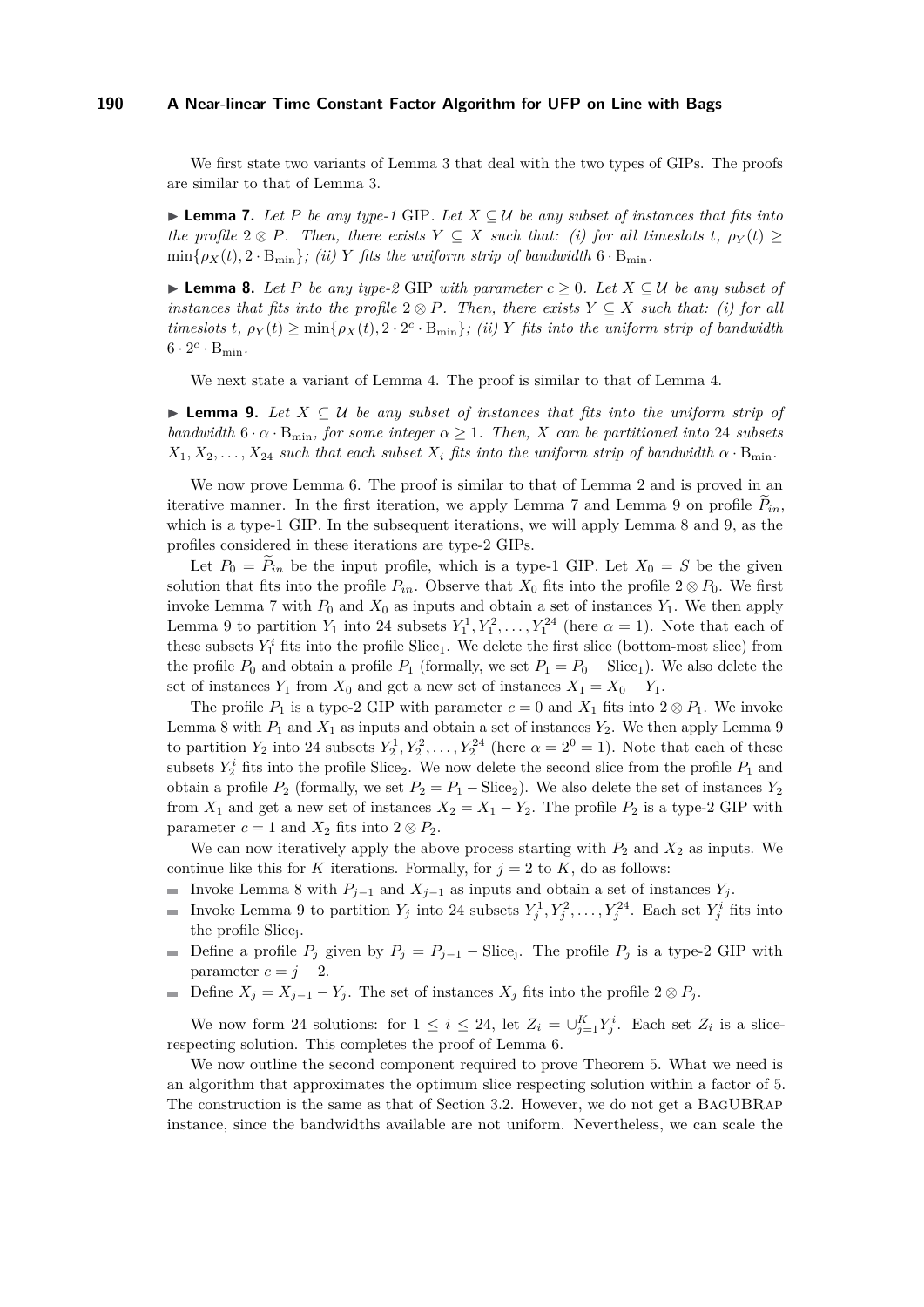We first state two variants of Lemma 3 that deal with the two types of GIPs. The proofs are similar to that of Lemma 3.

▶ **Lemma 7.** *Let $P$ be any type-1* GIP*. Let $X \subseteq \mathcal{U}$ be any subset of instances that fits into the profile $2 \otimes P$. Then, there exists $Y \subseteq X$ such that: (i) for all timeslots $t$, $\rho_Y(t) \geq \min\{\rho_X(t), 2 \cdot \mathrm{B}_{\min}\}$; (ii) $Y$ fits the uniform strip of bandwidth $6 \cdot \mathrm{B}_{\min}$.*

▶ **Lemma 8.** *Let $P$ be any type-2* GIP *with parameter $c \geq 0$. Let $X \subseteq \mathcal{U}$ be any subset of instances that fits into the profile $2 \otimes P$. Then, there exists $Y \subseteq X$ such that: (i) for all timeslots $t$, $\rho_Y(t) \geq \min\{\rho_X(t), 2 \cdot 2^c \cdot \mathrm{B}_{\min}\}$; (ii) $Y$ fits into the uniform strip of bandwidth $6 \cdot 2^c \cdot \mathrm{B}_{\min}$.*

We next state a variant of Lemma 4. The proof is similar to that of Lemma 4.

▶ **Lemma 9.** *Let $X \subseteq \mathcal{U}$ be any subset of instances that fits into the uniform strip of bandwidth $6 \cdot \alpha \cdot \mathrm{B}_{\min}$, for some integer $\alpha \geq 1$. Then, $X$ can be partitioned into 24 subsets $X_1, X_2, \ldots, X_{24}$ such that each subset $X_i$ fits into the uniform strip of bandwidth $\alpha \cdot \mathrm{B}_{\min}$.*

We now prove Lemma 6. The proof is similar to that of Lemma 2 and is proved in an iterative manner. In the first iteration, we apply Lemma 7 and Lemma 9 on profile $\widetilde{P}_{in}$, which is a type-1 GIP. In the subsequent iterations, we will apply Lemma 8 and 9, as the profiles considered in these iterations are type-2 GIPs.

Let $P_0 = \widetilde{P}_{in}$ be the input profile, which is a type-1 GIP. Let $X_0 = S$ be the given solution that fits into the profile $P_{in}$. Observe that $X_0$ fits into the profile $2 \otimes P_0$. We first invoke Lemma 7 with $P_0$ and $X_0$ as inputs and obtain a set of instances $Y_1$. We then apply Lemma 9 to partition $Y_1$ into 24 subsets $Y_1^1, Y_1^2, \ldots, Y_1^{24}$ (here $\alpha = 1$). Note that each of these subsets $Y_1^i$ fits into the profile $\mathrm{Slice}_1$. We delete the first slice (bottom-most slice) from the profile $P_0$ and obtain a profile $P_1$ (formally, we set $P_1 = P_0 - \mathrm{Slice}_1$). We also delete the set of instances $Y_1$ from $X_0$ and get a new set of instances $X_1 = X_0 - Y_1$.

The profile $P_1$ is a type-2 GIP with parameter $c = 0$ and $X_1$ fits into $2 \otimes P_1$. We invoke Lemma 8 with $P_1$ and $X_1$ as inputs and obtain a set of instances $Y_2$. We then apply Lemma 9 to partition $Y_2$ into 24 subsets $Y_2^1, Y_2^2, \ldots, Y_2^{24}$ (here $\alpha = 2^0 = 1$). Note that each of these subsets $Y_2^i$ fits into the profile $\mathrm{Slice}_2$. We now delete the second slice from the profile $P_1$ and obtain a profile $P_2$ (formally, we set $P_2 = P_1 - \mathrm{Slice}_2$). We also delete the set of instances $Y_2$ from $X_1$ and get a new set of instances $X_2 = X_1 - Y_2$. The profile $P_2$ is a type-2 GIP with parameter $c = 1$ and $X_2$ fits into $2 \otimes P_2$.

We can now iteratively apply the above process starting with $P_2$ and $X_2$ as inputs. We continue like this for $K$ iterations. Formally, for $j = 2$ to $K$, do as follows:

- Invoke Lemma 8 with $P_{j-1}$ and $X_{j-1}$ as inputs and obtain a set of instances $Y_j$.
- Invoke Lemma 9 to partition $Y_j$ into 24 subsets $Y_j^1, Y_j^2, \ldots, Y_j^{24}$. Each set $Y_j^i$ fits into the profile $\mathrm{Slice}_j$.
- Define a profile $P_j$ given by $P_j = P_{j-1} - \mathrm{Slice}_j$. The profile $P_j$ is a type-2 GIP with parameter $c = j - 2$.
- Define $X_j = X_{j-1} - Y_j$. The set of instances $X_j$ fits into the profile $2 \otimes P_j$.

We now form 24 solutions: for $1 \leq i \leq 24$, let $Z_i = \cup_{j=1}^{K} Y_j^i$. Each set $Z_i$ is a slice-respecting solution. This completes the proof of Lemma 6.

We now outline the second component required to prove Theorem 5. What we need is an algorithm that approximates the optimum slice respecting solution within a factor of 5. The construction is the same as that of Section 3.2. However, we do not get a BagUBRap instance, since the bandwidths available are not uniform. Nevertheless, we can scale the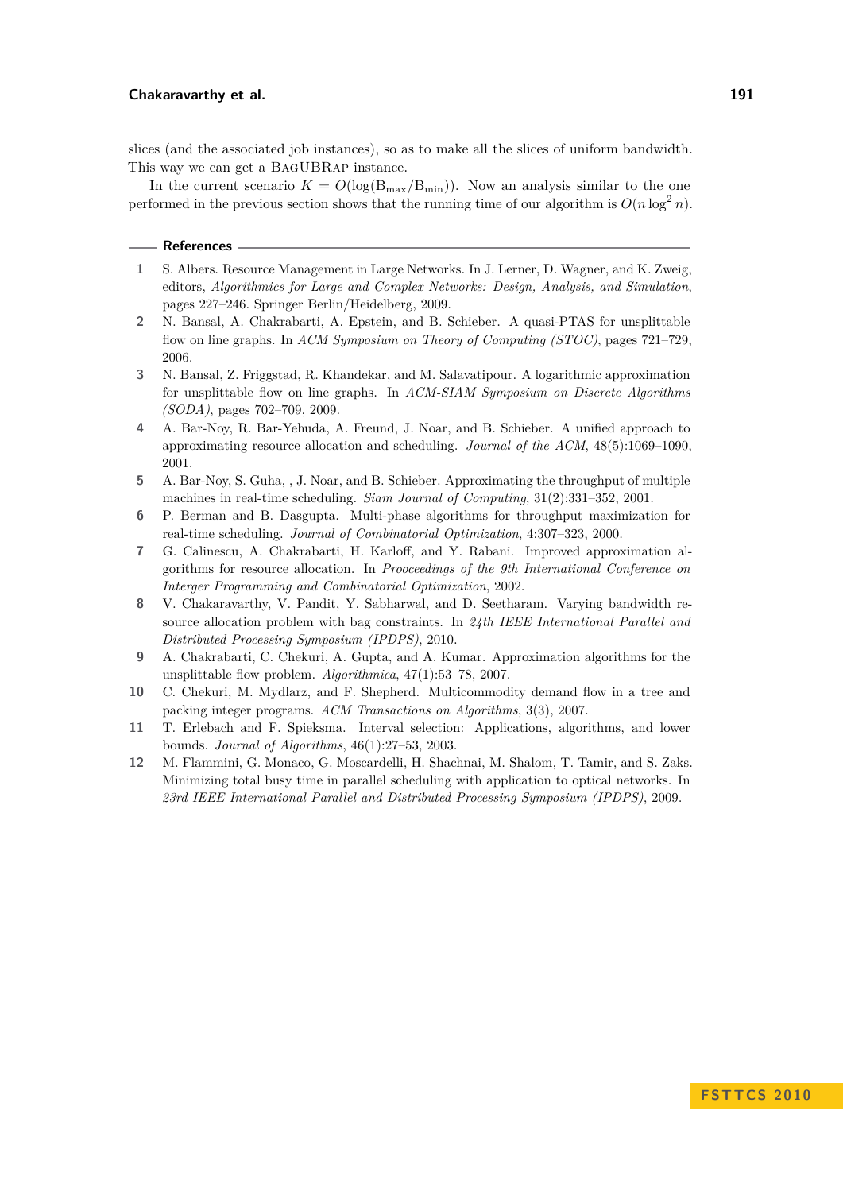slices (and the associated job instances), so as to make all the slices of uniform bandwidth. This way we can get a BagUBRap instance.

In the current scenario $K = O(\log(\mathrm{B}_{\max}/\mathrm{B}_{\min}))$. Now an analysis similar to the one performed in the previous section shows that the running time of our algorithm is $O(n \log^2 n)$.

## References

1. S. Albers. Resource Management in Large Networks. In J. Lerner, D. Wagner, and K. Zweig, editors, *Algorithms for Large and Complex Networks: Design, Analysis, and Simulation*, pages 227–246. Springer Berlin/Heidelberg, 2009.
2. N. Bansal, A. Chakrabarti, A. Epstein, and B. Schieber. A quasi-PTAS for unsplittable flow on line graphs. In *ACM Symposium on Theory of Computing (STOC)*, pages 721–729, 2006.
3. N. Bansal, Z. Friggstad, R. Khandekar, and M. Salavatipour. A logarithmic approximation for unsplittable flow on line graphs. In *ACM-SIAM Symposium on Discrete Algorithms (SODA)*, pages 702–709, 2009.
4. A. Bar-Noy, R. Bar-Yehuda, A. Freund, J. Noar, and B. Schieber. A unified approach to approximating resource allocation and scheduling. *Journal of the ACM*, 48(5):1069–1090, 2001.
5. A. Bar-Noy, S. Guha, , J. Noar, and B. Schieber. Approximating the throughput of multiple machines in real-time scheduling. *Siam Journal of Computing*, 31(2):331–352, 2001.
6. P. Berman and B. Dasgupta. Multi-phase algorithms for throughput maximization for real-time scheduling. *Journal of Combinatorial Optimization*, 4:307–323, 2000.
7. G. Calinescu, A. Chakrabarti, H. Karloff, and Y. Rabani. Improved approximation algorithms for resource allocation. In *Prooceedings of the 9th International Conference on Interger Programming and Combinatorial Optimization*, 2002.
8. V. Chakaravarthy, V. Pandit, Y. Sabharwal, and D. Seetharam. Varying bandwidth resource allocation problem with bag constraints. In *24th IEEE International Parallel and Distributed Processing Symposium (IPDPS)*, 2010.
9. A. Chakrabarti, C. Chekuri, A. Gupta, and A. Kumar. Approximation algorithms for the unsplittable flow problem. *Algorithmica*, 47(1):53–78, 2007.
10. C. Chekuri, M. Mydlarz, and F. Shepherd. Multicommodity demand flow in a tree and packing integer programs. *ACM Transactions on Algorithms*, 3(3), 2007.
11. T. Erlebach and F. Spieksma. Interval selection: Applications, algorithms, and lower bounds. *Journal of Algorithms*, 46(1):27–53, 2003.
12. M. Flammini, G. Monaco, G. Moscardelli, H. Shachnai, M. Shalom, T. Tamir, and S. Zaks. Minimizing total busy time in parallel scheduling with application to optical networks. In *23rd IEEE International Parallel and Distributed Processing Symposium (IPDPS)*, 2009.